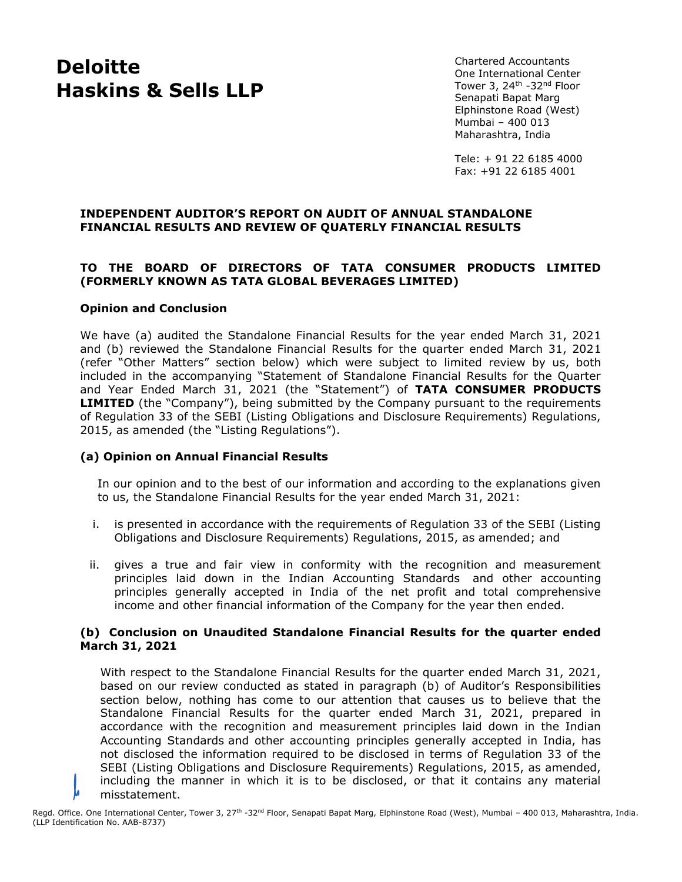# Deloitte Haskins & Sells LLP

Chartered Accountants
One International Center
Tower 3, 24th -32nd Floor
Senapati Bapat Marg
Elphinstone Road (West)
Mumbai – 400 013
Maharashtra, India

Tele: + 91 22 6185 4000
Fax: +91 22 6185 4001

**INDEPENDENT AUDITOR'S REPORT ON AUDIT OF ANNUAL STANDALONE FINANCIAL RESULTS AND REVIEW OF QUATERLY FINANCIAL RESULTS**

**TO THE BOARD OF DIRECTORS OF TATA CONSUMER PRODUCTS LIMITED (FORMERLY KNOWN AS TATA GLOBAL BEVERAGES LIMITED)**

### Opinion and Conclusion

We have (a) audited the Standalone Financial Results for the year ended March 31, 2021 and (b) reviewed the Standalone Financial Results for the quarter ended March 31, 2021 (refer "Other Matters" section below) which were subject to limited review by us, both included in the accompanying "Statement of Standalone Financial Results for the Quarter and Year Ended March 31, 2021 (the "Statement") of **TATA CONSUMER PRODUCTS LIMITED** (the "Company"), being submitted by the Company pursuant to the requirements of Regulation 33 of the SEBI (Listing Obligations and Disclosure Requirements) Regulations, 2015, as amended (the "Listing Regulations").

### (a) Opinion on Annual Financial Results

In our opinion and to the best of our information and according to the explanations given to us, the Standalone Financial Results for the year ended March 31, 2021:

i. is presented in accordance with the requirements of Regulation 33 of the SEBI (Listing Obligations and Disclosure Requirements) Regulations, 2015, as amended; and

ii. gives a true and fair view in conformity with the recognition and measurement principles laid down in the Indian Accounting Standards and other accounting principles generally accepted in India of the net profit and total comprehensive income and other financial information of the Company for the year then ended.

### (b) Conclusion on Unaudited Standalone Financial Results for the quarter ended March 31, 2021

With respect to the Standalone Financial Results for the quarter ended March 31, 2021, based on our review conducted as stated in paragraph (b) of Auditor's Responsibilities section below, nothing has come to our attention that causes us to believe that the Standalone Financial Results for the quarter ended March 31, 2021, prepared in accordance with the recognition and measurement principles laid down in the Indian Accounting Standards and other accounting principles generally accepted in India, has not disclosed the information required to be disclosed in terms of Regulation 33 of the SEBI (Listing Obligations and Disclosure Requirements) Regulations, 2015, as amended, including the manner in which it is to be disclosed, or that it contains any material misstatement.

Regd. Office. One International Center, Tower 3, 27th -32nd Floor, Senapati Bapat Marg, Elphinstone Road (West), Mumbai – 400 013, Maharashtra, India. (LLP Identification No. AAB-8737)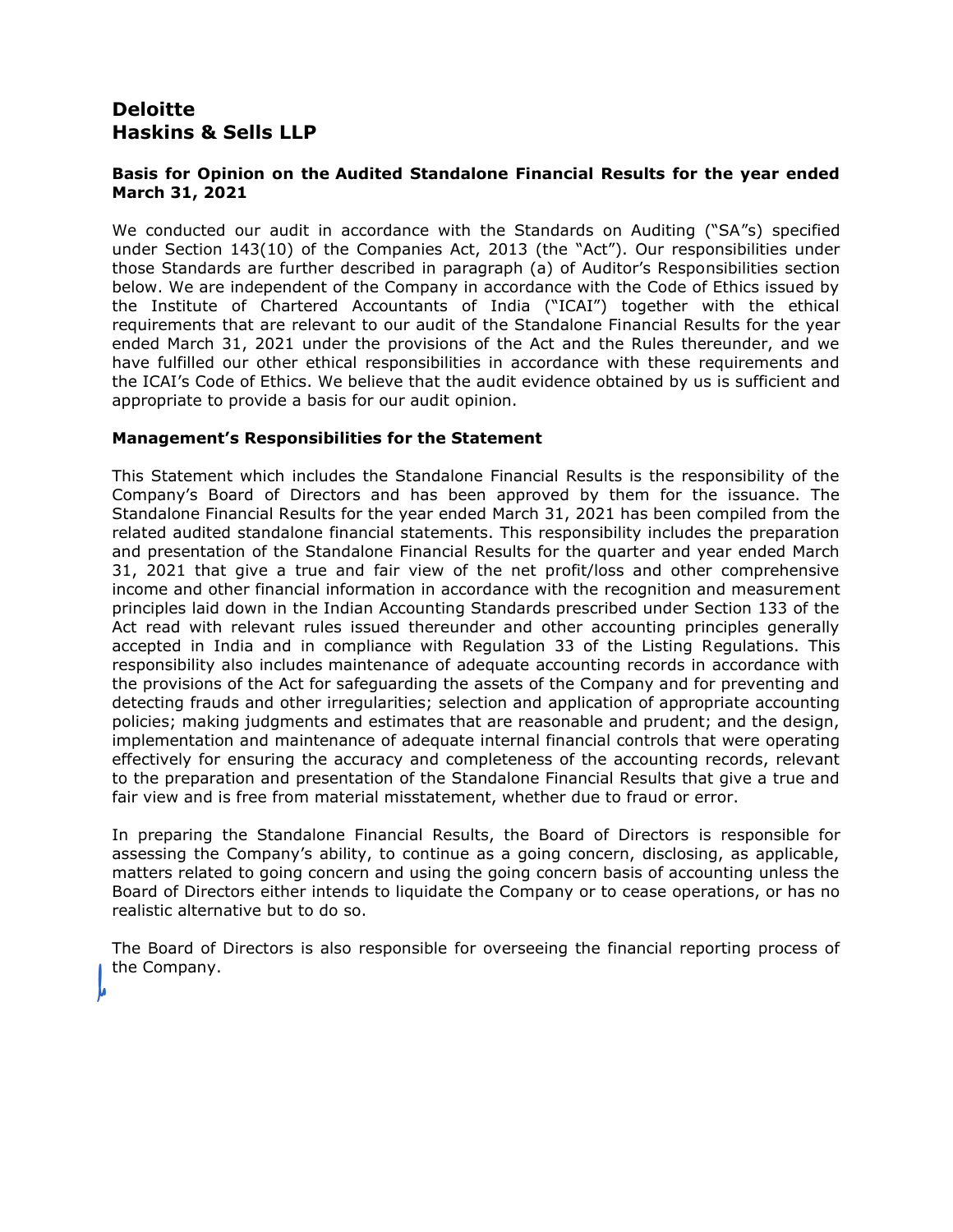**Deloitte**
**Haskins & Sells LLP**

### Basis for Opinion on the Audited Standalone Financial Results for the year ended March 31, 2021

We conducted our audit in accordance with the Standards on Auditing ("SA"s) specified under Section 143(10) of the Companies Act, 2013 (the "Act"). Our responsibilities under those Standards are further described in paragraph (a) of Auditor's Responsibilities section below. We are independent of the Company in accordance with the Code of Ethics issued by the Institute of Chartered Accountants of India ("ICAI") together with the ethical requirements that are relevant to our audit of the Standalone Financial Results for the year ended March 31, 2021 under the provisions of the Act and the Rules thereunder, and we have fulfilled our other ethical responsibilities in accordance with these requirements and the ICAI's Code of Ethics. We believe that the audit evidence obtained by us is sufficient and appropriate to provide a basis for our audit opinion.

### Management's Responsibilities for the Statement

This Statement which includes the Standalone Financial Results is the responsibility of the Company's Board of Directors and has been approved by them for the issuance. The Standalone Financial Results for the year ended March 31, 2021 has been compiled from the related audited standalone financial statements. This responsibility includes the preparation and presentation of the Standalone Financial Results for the quarter and year ended March 31, 2021 that give a true and fair view of the net profit/loss and other comprehensive income and other financial information in accordance with the recognition and measurement principles laid down in the Indian Accounting Standards prescribed under Section 133 of the Act read with relevant rules issued thereunder and other accounting principles generally accepted in India and in compliance with Regulation 33 of the Listing Regulations. This responsibility also includes maintenance of adequate accounting records in accordance with the provisions of the Act for safeguarding the assets of the Company and for preventing and detecting frauds and other irregularities; selection and application of appropriate accounting policies; making judgments and estimates that are reasonable and prudent; and the design, implementation and maintenance of adequate internal financial controls that were operating effectively for ensuring the accuracy and completeness of the accounting records, relevant to the preparation and presentation of the Standalone Financial Results that give a true and fair view and is free from material misstatement, whether due to fraud or error.

In preparing the Standalone Financial Results, the Board of Directors is responsible for assessing the Company's ability, to continue as a going concern, disclosing, as applicable, matters related to going concern and using the going concern basis of accounting unless the Board of Directors either intends to liquidate the Company or to cease operations, or has no realistic alternative but to do so.

The Board of Directors is also responsible for overseeing the financial reporting process of the Company.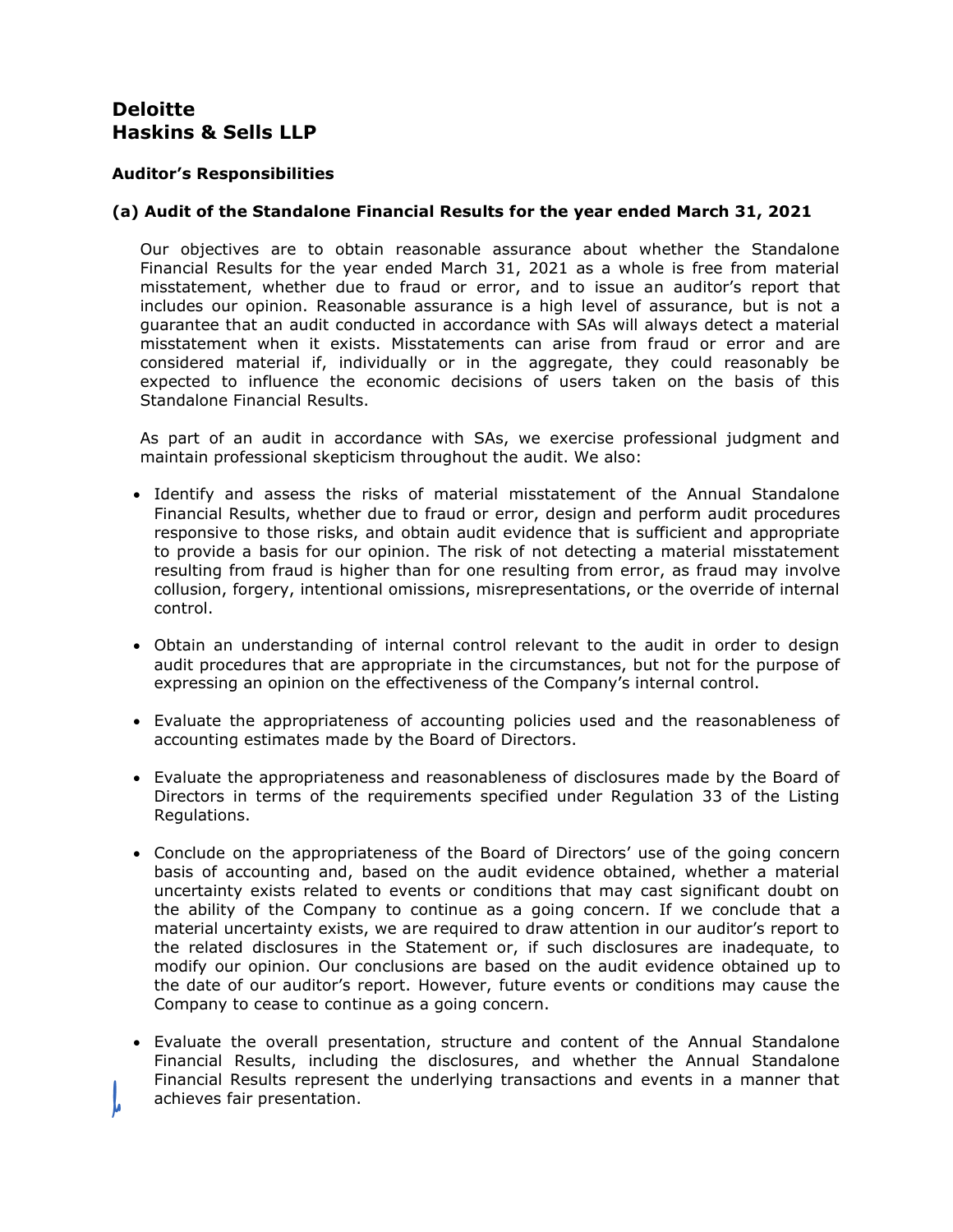**Deloitte**
**Haskins & Sells LLP**

**Auditor's Responsibilities**

**(a) Audit of the Standalone Financial Results for the year ended March 31, 2021**

Our objectives are to obtain reasonable assurance about whether the Standalone Financial Results for the year ended March 31, 2021 as a whole is free from material misstatement, whether due to fraud or error, and to issue an auditor's report that includes our opinion. Reasonable assurance is a high level of assurance, but is not a guarantee that an audit conducted in accordance with SAs will always detect a material misstatement when it exists. Misstatements can arise from fraud or error and are considered material if, individually or in the aggregate, they could reasonably be expected to influence the economic decisions of users taken on the basis of this Standalone Financial Results.

As part of an audit in accordance with SAs, we exercise professional judgment and maintain professional skepticism throughout the audit. We also:

- Identify and assess the risks of material misstatement of the Annual Standalone Financial Results, whether due to fraud or error, design and perform audit procedures responsive to those risks, and obtain audit evidence that is sufficient and appropriate to provide a basis for our opinion. The risk of not detecting a material misstatement resulting from fraud is higher than for one resulting from error, as fraud may involve collusion, forgery, intentional omissions, misrepresentations, or the override of internal control.

- Obtain an understanding of internal control relevant to the audit in order to design audit procedures that are appropriate in the circumstances, but not for the purpose of expressing an opinion on the effectiveness of the Company's internal control.

- Evaluate the appropriateness of accounting policies used and the reasonableness of accounting estimates made by the Board of Directors.

- Evaluate the appropriateness and reasonableness of disclosures made by the Board of Directors in terms of the requirements specified under Regulation 33 of the Listing Regulations.

- Conclude on the appropriateness of the Board of Directors' use of the going concern basis of accounting and, based on the audit evidence obtained, whether a material uncertainty exists related to events or conditions that may cast significant doubt on the ability of the Company to continue as a going concern. If we conclude that a material uncertainty exists, we are required to draw attention in our auditor's report to the related disclosures in the Statement or, if such disclosures are inadequate, to modify our opinion. Our conclusions are based on the audit evidence obtained up to the date of our auditor's report. However, future events or conditions may cause the Company to cease to continue as a going concern.

- Evaluate the overall presentation, structure and content of the Annual Standalone Financial Results, including the disclosures, and whether the Annual Standalone Financial Results represent the underlying transactions and events in a manner that achieves fair presentation.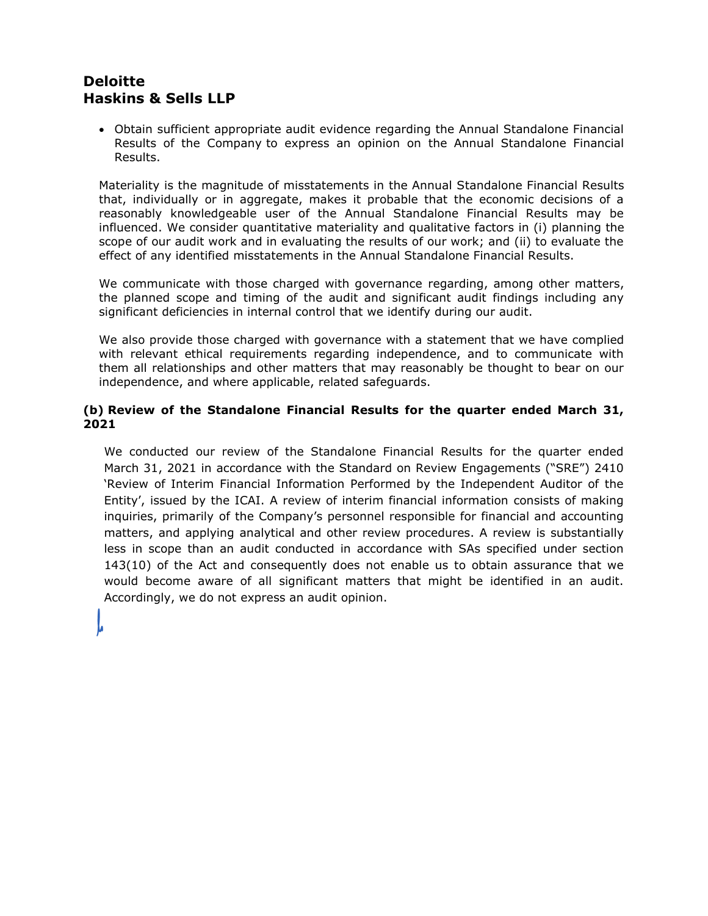**Deloitte**
**Haskins & Sells LLP**

- Obtain sufficient appropriate audit evidence regarding the Annual Standalone Financial Results of the Company to express an opinion on the Annual Standalone Financial Results.

Materiality is the magnitude of misstatements in the Annual Standalone Financial Results that, individually or in aggregate, makes it probable that the economic decisions of a reasonably knowledgeable user of the Annual Standalone Financial Results may be influenced. We consider quantitative materiality and qualitative factors in (i) planning the scope of our audit work and in evaluating the results of our work; and (ii) to evaluate the effect of any identified misstatements in the Annual Standalone Financial Results.

We communicate with those charged with governance regarding, among other matters, the planned scope and timing of the audit and significant audit findings including any significant deficiencies in internal control that we identify during our audit.

We also provide those charged with governance with a statement that we have complied with relevant ethical requirements regarding independence, and to communicate with them all relationships and other matters that may reasonably be thought to bear on our independence, and where applicable, related safeguards.

**(b) Review of the Standalone Financial Results for the quarter ended March 31, 2021**

We conducted our review of the Standalone Financial Results for the quarter ended March 31, 2021 in accordance with the Standard on Review Engagements ("SRE") 2410 'Review of Interim Financial Information Performed by the Independent Auditor of the Entity', issued by the ICAI. A review of interim financial information consists of making inquiries, primarily of the Company's personnel responsible for financial and accounting matters, and applying analytical and other review procedures. A review is substantially less in scope than an audit conducted in accordance with SAs specified under section 143(10) of the Act and consequently does not enable us to obtain assurance that we would become aware of all significant matters that might be identified in an audit. Accordingly, we do not express an audit opinion.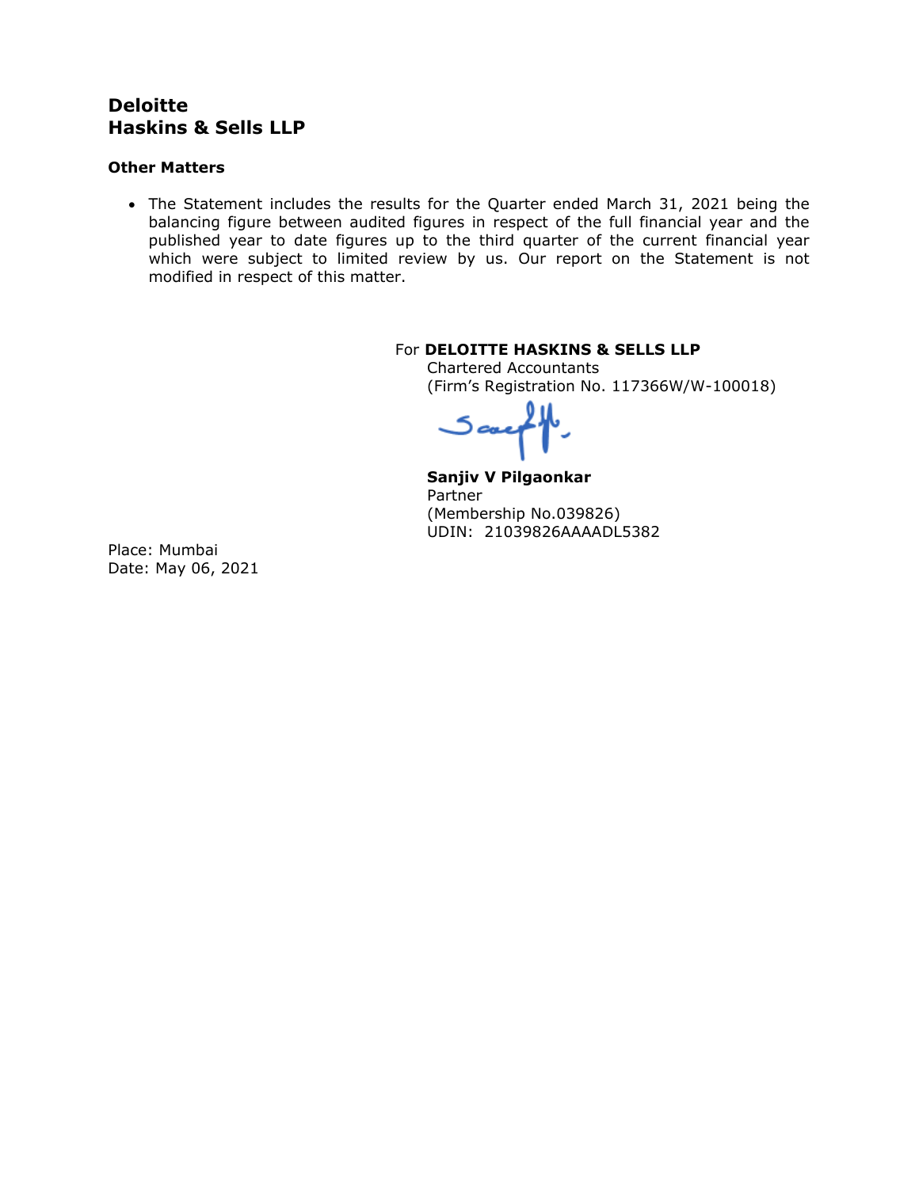**Deloitte**
**Haskins & Sells LLP**

**Other Matters**

- The Statement includes the results for the Quarter ended March 31, 2021 being the balancing figure between audited figures in respect of the full financial year and the published year to date figures up to the third quarter of the current financial year which were subject to limited review by us. Our report on the Statement is not modified in respect of this matter.

For **DELOITTE HASKINS & SELLS LLP**
Chartered Accountants
(Firm's Registration No. 117366W/W-100018)

**Sanjiv V Pilgaonkar**
Partner
(Membership No.039826)
UDIN: 21039826AAAADL5382

Place: Mumbai
Date: May 06, 2021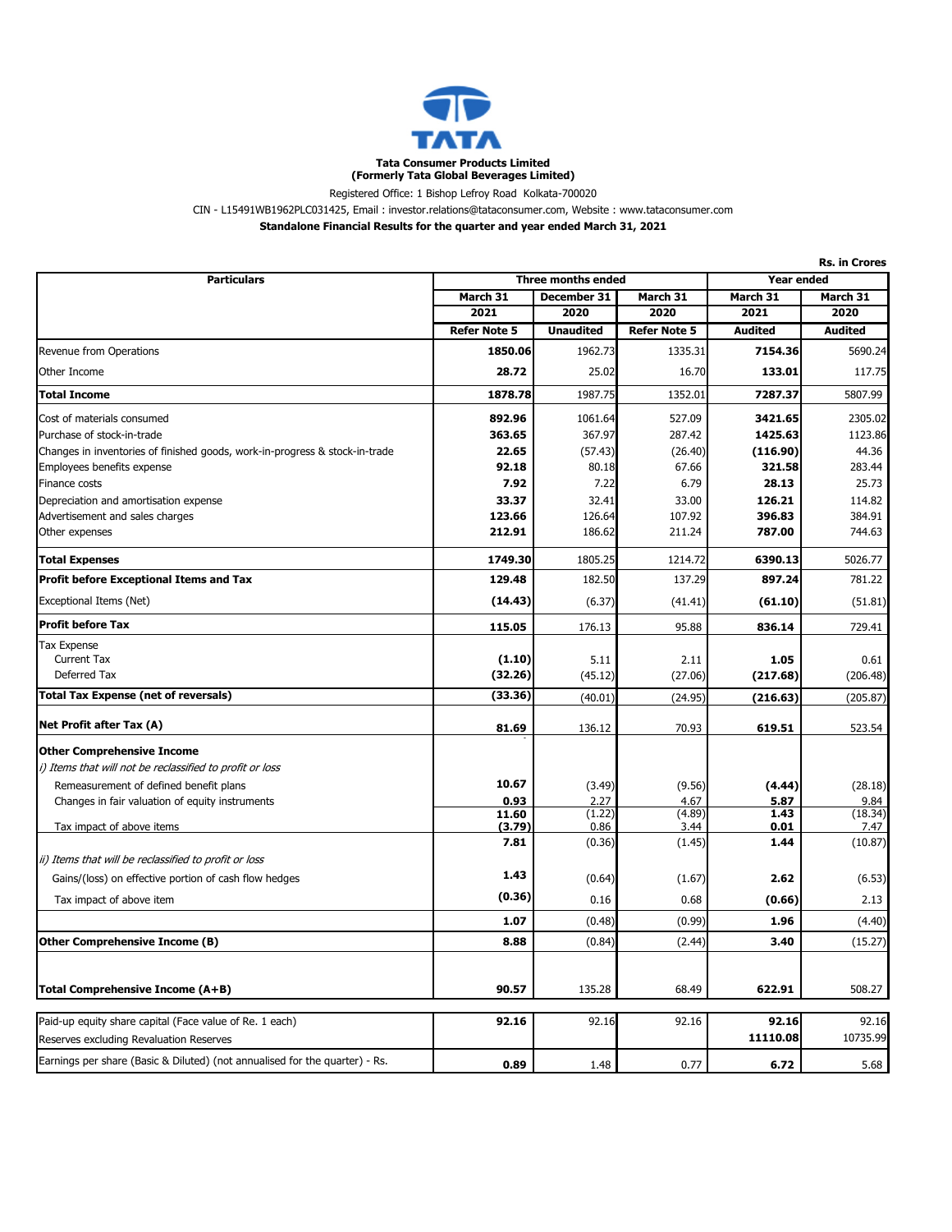**Tata Consumer Products Limited**
**(Formerly Tata Global Beverages Limited)**

Registered Office: 1 Bishop Lefroy Road Kolkata-700020

CIN - L15491WB1962PLC031425, Email : investor.relations@tataconsumer.com, Website : www.tataconsumer.com

**Standalone Financial Results for the quarter and year ended March 31, 2021**

Rs. in Crores

| Particulars | Three months ended | | | Year ended | |
|---|---|---|---|---|---|
| | March 31 2021 | December 31 2020 | March 31 2020 | March 31 2021 | March 31 2020 |
| | Refer Note 5 | Unaudited | Refer Note 5 | Audited | Audited |
| Revenue from Operations | **1850.06** | 1962.73 | 1335.31 | **7154.36** | 5690.24 |
| Other Income | **28.72** | 25.02 | 16.70 | **133.01** | 117.75 |
| **Total Income** | **1878.78** | 1987.75 | 1352.01 | **7287.37** | 5807.99 |
| Cost of materials consumed | **892.96** | 1061.64 | 527.09 | **3421.65** | 2305.02 |
| Purchase of stock-in-trade | **363.65** | 367.97 | 287.42 | **1425.63** | 1123.86 |
| Changes in inventories of finished goods, work-in-progress & stock-in-trade | **22.65** | (57.43) | (26.40) | **(116.90)** | 44.36 |
| Employees benefits expense | **92.18** | 80.18 | 67.66 | **321.58** | 283.44 |
| Finance costs | **7.92** | 7.22 | 6.79 | **28.13** | 25.73 |
| Depreciation and amortisation expense | **33.37** | 32.41 | 33.00 | **126.21** | 114.82 |
| Advertisement and sales charges | **123.66** | 126.64 | 107.92 | **396.83** | 384.91 |
| Other expenses | **212.91** | 186.62 | 211.24 | **787.00** | 744.63 |
| **Total Expenses** | **1749.30** | 1805.25 | 1214.72 | **6390.13** | 5026.77 |
| **Profit before Exceptional Items and Tax** | **129.48** | 182.50 | 137.29 | **897.24** | 781.22 |
| Exceptional Items (Net) | **(14.43)** | (6.37) | (41.41) | **(61.10)** | (51.81) |
| **Profit before Tax** | **115.05** | 176.13 | 95.88 | **836.14** | 729.41 |
| Tax Expense | | | | | |
| Current Tax | **(1.10)** | 5.11 | 2.11 | **1.05** | 0.61 |
| Deferred Tax | **(32.26)** | (45.12) | (27.06) | **(217.68)** | (206.48) |
| **Total Tax Expense (net of reversals)** | **(33.36)** | (40.01) | (24.95) | **(216.63)** | (205.87) |
| **Net Profit after Tax (A)** | **81.69** | 136.12 | 70.93 | **619.51** | 523.54 |
| **Other Comprehensive Income** | | | | | |
| *i) Items that will not be reclassified to profit or loss* | | | | | |
| Remeasurement of defined benefit plans | **10.67** | (3.49) | (9.56) | **(4.44)** | (28.18) |
| Changes in fair valuation of equity instruments | **0.93** | 2.27 | 4.67 | **5.87** | 9.84 |
| | **11.60** | (1.22) | (4.89) | **1.43** | (18.34) |
| Tax impact of above items | **(3.79)** | 0.86 | 3.44 | **0.01** | 7.47 |
| | **7.81** | (0.36) | (1.45) | **1.44** | (10.87) |
| *ii) Items that will be reclassified to profit or loss* | | | | | |
| Gains/(loss) on effective portion of cash flow hedges | **1.43** | (0.64) | (1.67) | **2.62** | (6.53) |
| Tax impact of above item | **(0.36)** | 0.16 | 0.68 | **(0.66)** | 2.13 |
| | **1.07** | (0.48) | (0.99) | **1.96** | (4.40) |
| **Other Comprehensive Income (B)** | **8.88** | (0.84) | (2.44) | **3.40** | (15.27) |
| **Total Comprehensive Income (A+B)** | **90.57** | 135.28 | 68.49 | **622.91** | 508.27 |
| Paid-up equity share capital (Face value of Re. 1 each) | **92.16** | 92.16 | 92.16 | **92.16** | 92.16 |
| Reserves excluding Revaluation Reserves | | | | **11110.08** | 10735.99 |
| Earnings per share (Basic & Diluted) (not annualised for the quarter) - Rs. | **0.89** | 1.48 | 0.77 | **6.72** | 5.68 |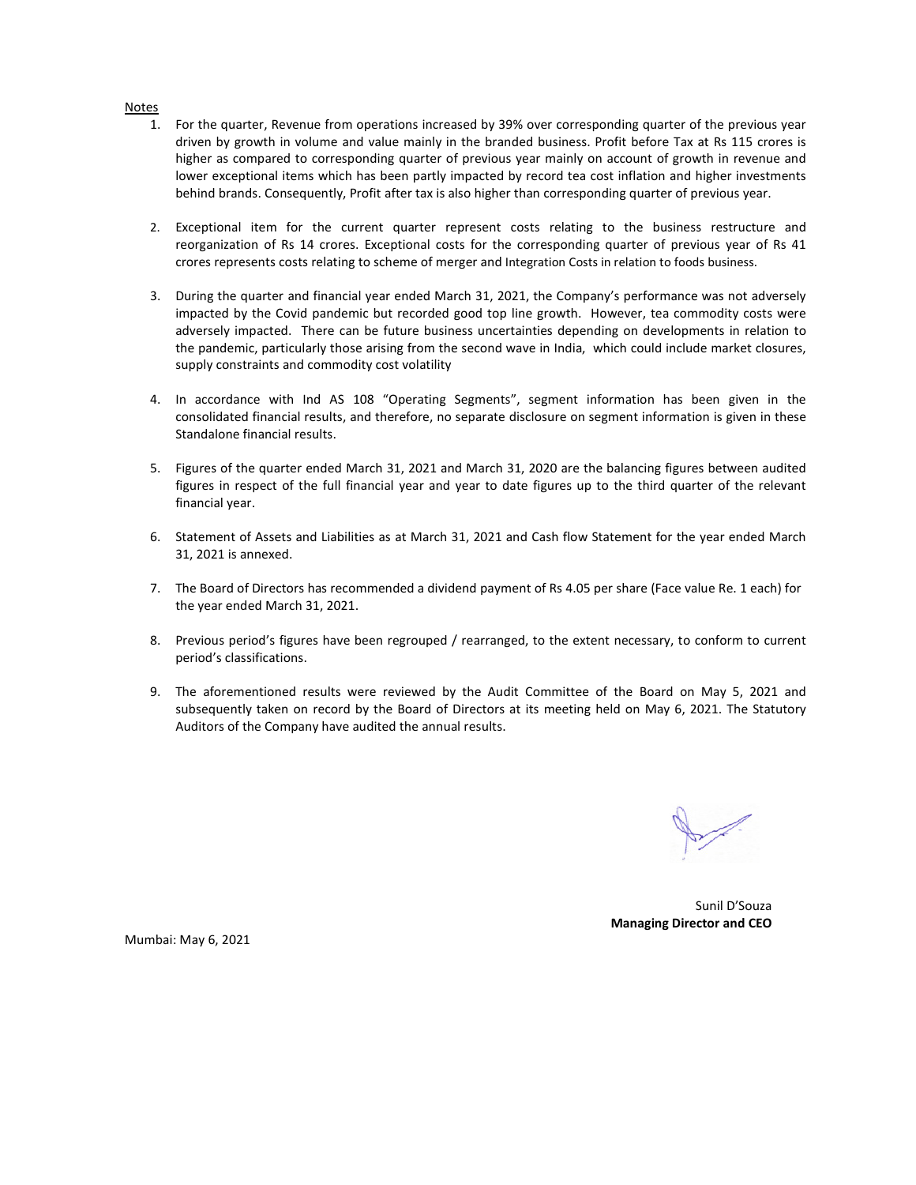Notes

1. For the quarter, Revenue from operations increased by 39% over corresponding quarter of the previous year driven by growth in volume and value mainly in the branded business. Profit before Tax at Rs 115 crores is higher as compared to corresponding quarter of previous year mainly on account of growth in revenue and lower exceptional items which has been partly impacted by record tea cost inflation and higher investments behind brands. Consequently, Profit after tax is also higher than corresponding quarter of previous year.

2. Exceptional item for the current quarter represent costs relating to the business restructure and reorganization of Rs 14 crores. Exceptional costs for the corresponding quarter of previous year of Rs 41 crores represents costs relating to scheme of merger and Integration Costs in relation to foods business.

3. During the quarter and financial year ended March 31, 2021, the Company's performance was not adversely impacted by the Covid pandemic but recorded good top line growth. However, tea commodity costs were adversely impacted. There can be future business uncertainties depending on developments in relation to the pandemic, particularly those arising from the second wave in India, which could include market closures, supply constraints and commodity cost volatility

4. In accordance with Ind AS 108 "Operating Segments", segment information has been given in the consolidated financial results, and therefore, no separate disclosure on segment information is given in these Standalone financial results.

5. Figures of the quarter ended March 31, 2021 and March 31, 2020 are the balancing figures between audited figures in respect of the full financial year and year to date figures up to the third quarter of the relevant financial year.

6. Statement of Assets and Liabilities as at March 31, 2021 and Cash flow Statement for the year ended March 31, 2021 is annexed.

7. The Board of Directors has recommended a dividend payment of Rs 4.05 per share (Face value Re. 1 each) for the year ended March 31, 2021.

8. Previous period's figures have been regrouped / rearranged, to the extent necessary, to conform to current period's classifications.

9. The aforementioned results were reviewed by the Audit Committee of the Board on May 5, 2021 and subsequently taken on record by the Board of Directors at its meeting held on May 6, 2021. The Statutory Auditors of the Company have audited the annual results.

Sunil D'Souza
**Managing Director and CEO**

Mumbai: May 6, 2021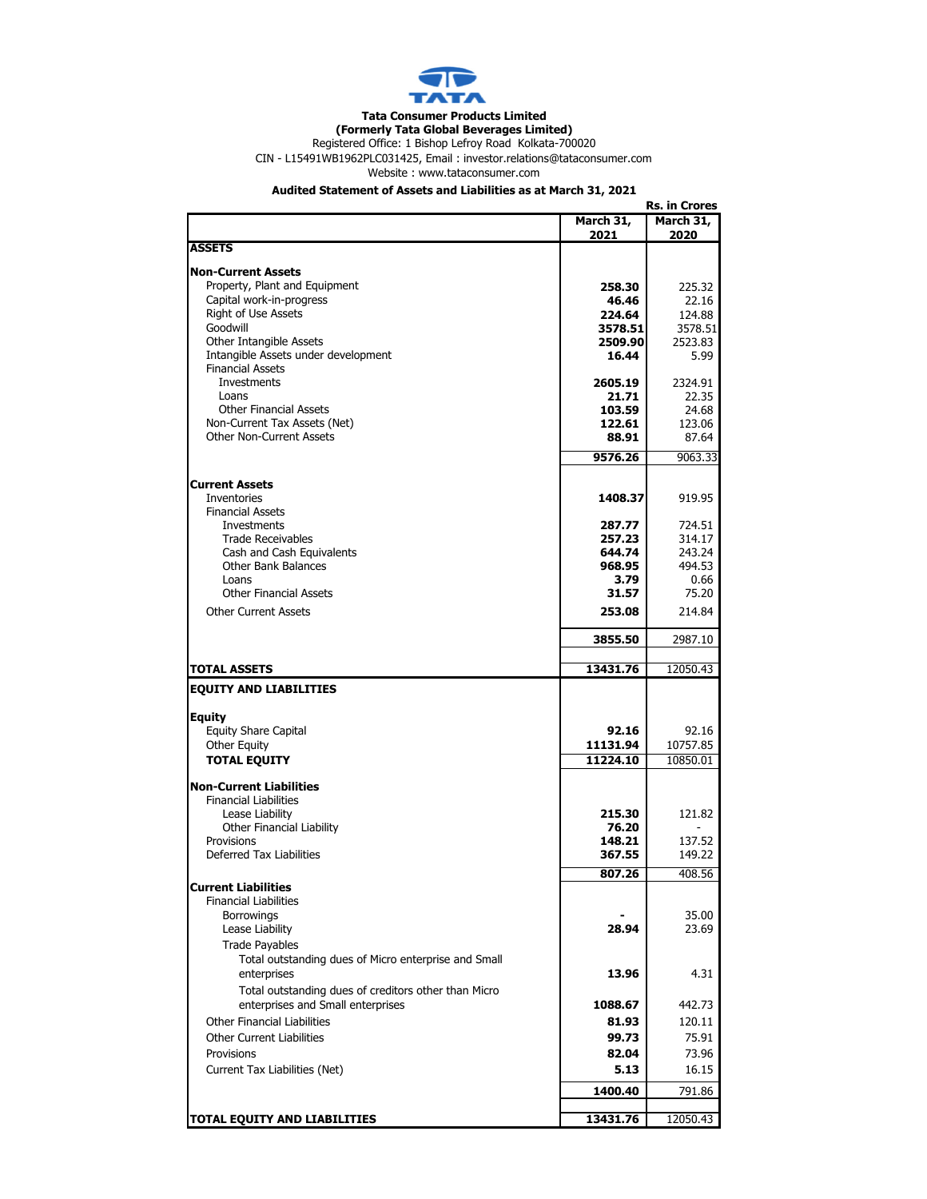**Tata Consumer Products Limited**
**(Formerly Tata Global Beverages Limited)**
Registered Office: 1 Bishop Lefroy Road Kolkata-700020
CIN - L15491WB1962PLC031425, Email : investor.relations@tataconsumer.com
Website : www.tataconsumer.com

**Audited Statement of Assets and Liabilities as at March 31, 2021**

**Rs. in Crores**

| | March 31, 2021 | March 31, 2020 |
|---|---|---|
| **ASSETS** | | |
| **Non-Current Assets** | | |
| Property, Plant and Equipment | **258.30** | 225.32 |
| Capital work-in-progress | **46.46** | 22.16 |
| Right of Use Assets | **224.64** | 124.88 |
| Goodwill | **3578.51** | 3578.51 |
| Other Intangible Assets | **2509.90** | 2523.83 |
| Intangible Assets under development | **16.44** | 5.99 |
| Financial Assets | | |
| Investments | **2605.19** | 2324.91 |
| Loans | **21.71** | 22.35 |
| Other Financial Assets | **103.59** | 24.68 |
| Non-Current Tax Assets (Net) | **122.61** | 123.06 |
| Other Non-Current Assets | **88.91** | 87.64 |
| | **9576.26** | 9063.33 |
| **Current Assets** | | |
| Inventories | **1408.37** | 919.95 |
| Financial Assets | | |
| Investments | **287.77** | 724.51 |
| Trade Receivables | **257.23** | 314.17 |
| Cash and Cash Equivalents | **644.74** | 243.24 |
| Other Bank Balances | **968.95** | 494.53 |
| Loans | **3.79** | 0.66 |
| Other Financial Assets | **31.57** | 75.20 |
| Other Current Assets | **253.08** | 214.84 |
| | **3855.50** | 2987.10 |
| **TOTAL ASSETS** | **13431.76** | 12050.43 |
| **EQUITY AND LIABILITIES** | | |
| **Equity** | | |
| Equity Share Capital | **92.16** | 92.16 |
| Other Equity | **11131.94** | 10757.85 |
| **TOTAL EQUITY** | **11224.10** | 10850.01 |
| **Non-Current Liabilities** | | |
| Financial Liabilities | | |
| Lease Liability | **215.30** | 121.82 |
| Other Financial Liability | **76.20** | - |
| Provisions | **148.21** | 137.52 |
| Deferred Tax Liabilities | **367.55** | 149.22 |
| | **807.26** | 408.56 |
| **Current Liabilities** | | |
| Financial Liabilities | | |
| Borrowings | **-** | 35.00 |
| Lease Liability | **28.94** | 23.69 |
| Trade Payables | | |
| Total outstanding dues of Micro enterprise and Small enterprises | **13.96** | 4.31 |
| Total outstanding dues of creditors other than Micro enterprises and Small enterprises | **1088.67** | 442.73 |
| Other Financial Liabilities | **81.93** | 120.11 |
| Other Current Liabilities | **99.73** | 75.91 |
| Provisions | **82.04** | 73.96 |
| Current Tax Liabilities (Net) | **5.13** | 16.15 |
| | **1400.40** | 791.86 |
| **TOTAL EQUITY AND LIABILITIES** | **13431.76** | 12050.43 |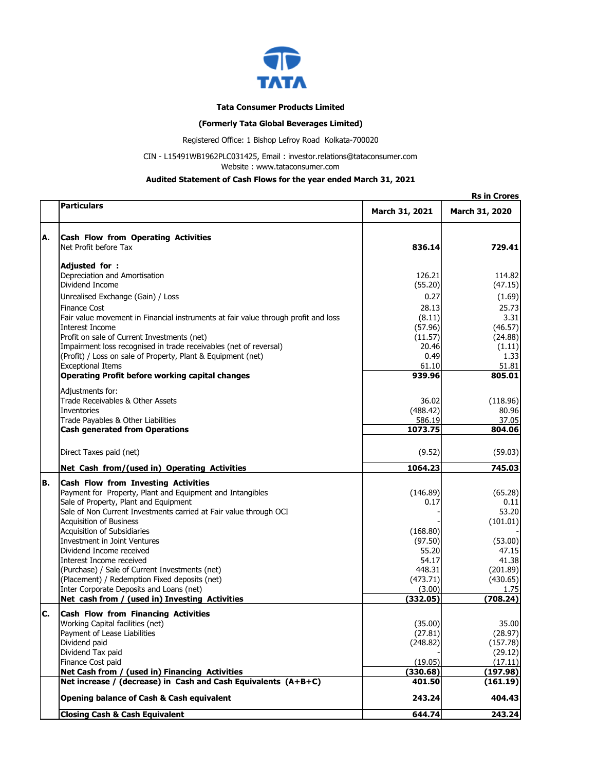**Tata Consumer Products Limited**

**(Formerly Tata Global Beverages Limited)**

Registered Office: 1 Bishop Lefroy Road Kolkata-700020

CIN - L15491WB1962PLC031425, Email : investor.relations@tataconsumer.com
Website : www.tataconsumer.com

**Audited Statement of Cash Flows for the year ended March 31, 2021**

Rs in Crores

| | Particulars | March 31, 2021 | March 31, 2020 |
|---|---|---|---|
| **A.** | **Cash Flow from Operating Activities** | | |
| | Net Profit before Tax | **836.14** | **729.41** |
| | **Adjusted for :** | | |
| | Depreciation and Amortisation | 126.21 | 114.82 |
| | Dividend Income | (55.20) | (47.15) |
| | Unrealised Exchange (Gain) / Loss | 0.27 | (1.69) |
| | Finance Cost | 28.13 | 25.73 |
| | Fair value movement in Financial instruments at fair value through profit and loss | (8.11) | 3.31 |
| | Interest Income | (57.96) | (46.57) |
| | Profit on sale of Current Investments (net) | (11.57) | (24.88) |
| | Impairment loss recognised in trade receivables (net of reversal) | 20.46 | (1.11) |
| | (Profit) / Loss on sale of Property, Plant & Equipment (net) | 0.49 | 1.33 |
| | Exceptional Items | 61.10 | 51.81 |
| | **Operating Profit before working capital changes** | **939.96** | **805.01** |
| | Adjustments for: | | |
| | Trade Receivables & Other Assets | 36.02 | (118.96) |
| | Inventories | (488.42) | 80.96 |
| | Trade Payables & Other Liabilities | 586.19 | 37.05 |
| | **Cash generated from Operations** | **1073.75** | **804.06** |
| | Direct Taxes paid (net) | (9.52) | (59.03) |
| | **Net Cash from/(used in) Operating Activities** | **1064.23** | **745.03** |
| **B.** | **Cash Flow from Investing Activities** | | |
| | Payment for Property, Plant and Equipment and Intangibles | (146.89) | (65.28) |
| | Sale of Property, Plant and Equipment | 0.17 | 0.11 |
| | Sale of Non Current Investments carried at Fair value through OCI | - | 53.20 |
| | Acquisition of Business | - | (101.01) |
| | Acquisition of Subsidiaries | (168.80) | - |
| | Investment in Joint Ventures | (97.50) | (53.00) |
| | Dividend Income received | 55.20 | 47.15 |
| | Interest Income received | 54.17 | 41.38 |
| | (Purchase) / Sale of Current Investments (net) | 448.31 | (201.89) |
| | (Placement) / Redemption Fixed deposits (net) | (473.71) | (430.65) |
| | Inter Corporate Deposits and Loans (net) | (3.00) | 1.75 |
| | **Net cash from / (used in) Investing Activities** | **(332.05)** | **(708.24)** |
| **C.** | **Cash Flow from Financing Activities** | | |
| | Working Capital facilities (net) | (35.00) | 35.00 |
| | Payment of Lease Liabilities | (27.81) | (28.97) |
| | Dividend paid | (248.82) | (157.78) |
| | Dividend Tax paid | - | (29.12) |
| | Finance Cost paid | (19.05) | (17.11) |
| | **Net Cash from / (used in) Financing Activities** | **(330.68)** | **(197.98)** |
| | **Net increase / (decrease) in Cash and Cash Equivalents (A+B+C)** | **401.50** | **(161.19)** |
| | **Opening balance of Cash & Cash equivalent** | **243.24** | **404.43** |
| | **Closing Cash & Cash Equivalent** | **644.74** | **243.24** |